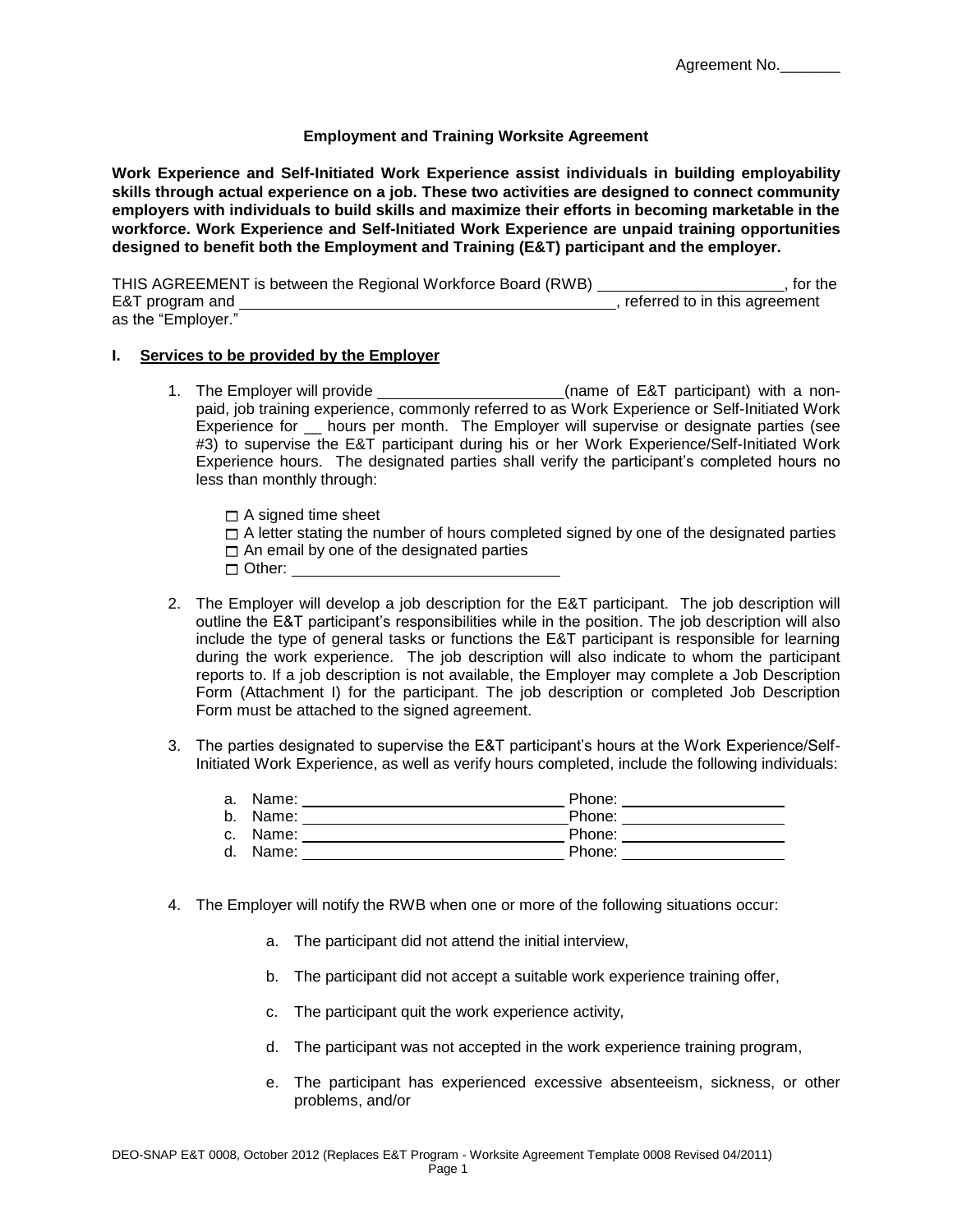Agreement No.\_\_\_\_\_\_\_

## Employment and Training Worksite Agreement

**Work Experience and Self-Initiated Work Experience assist individuals in building employability skills through actual experience on a job. These two activities are designed to connect community employers with individuals to build skills and maximize their efforts in becoming marketable in the workforce. Work Experience and Self-Initiated Work Experience are unpaid training opportunities designed to benefit both the Employment and Training (E&T) participant and the employer.**

THIS AGREEMENT is between the Regional Workforce Board (RWB) \_\_\_\_\_\_\_\_\_\_\_\_\_\_\_\_\_\_\_\_\_\_, for the E&T program and \_\_\_\_\_\_\_\_\_\_\_\_\_\_\_\_\_\_\_\_\_\_\_\_\_\_\_\_\_\_\_\_\_\_\_\_\_\_\_\_\_\_\_\_, referred to in this agreement as the "Employer."

### I. Services to be provided by the Employer

1. The Employer will provide \_\_\_\_\_\_\_\_\_\_\_\_\_\_\_\_\_\_\_\_\_\_(name of E&T participant) with a non-paid, job training experience, commonly referred to as Work Experience or Self-Initiated Work Experience for \_\_ hours per month. The Employer will supervise or designate parties (see #3) to supervise the E&T participant during his or her Work Experience/Self-Initiated Work Experience hours. The designated parties shall verify the participant's completed hours no less than monthly through:

   - ☐ A signed time sheet
   - ☐ A letter stating the number of hours completed signed by one of the designated parties
   - ☐ An email by one of the designated parties
   - ☐ Other: \_\_\_\_\_\_\_\_\_\_\_\_\_\_\_\_\_\_\_\_\_\_\_\_\_\_\_\_\_\_

2. The Employer will develop a job description for the E&T participant. The job description will outline the E&T participant's responsibilities while in the position. The job description will also include the type of general tasks or functions the E&T participant is responsible for learning during the work experience. The job description will also indicate to whom the participant reports to. If a job description is not available, the Employer may complete a Job Description Form (Attachment I) for the participant. The job description or completed Job Description Form must be attached to the signed agreement.

3. The parties designated to supervise the E&T participant's hours at the Work Experience/Self-Initiated Work Experience, as well as verify hours completed, include the following individuals:

   a. Name: \_\_\_\_\_\_\_\_\_\_\_\_\_\_\_\_\_\_\_\_\_\_\_\_\_\_\_\_\_\_ Phone: \_\_\_\_\_\_\_\_\_\_\_\_\_\_\_\_\_\_\_
   b. Name: \_\_\_\_\_\_\_\_\_\_\_\_\_\_\_\_\_\_\_\_\_\_\_\_\_\_\_\_\_\_ Phone: \_\_\_\_\_\_\_\_\_\_\_\_\_\_\_\_\_\_\_
   c. Name: \_\_\_\_\_\_\_\_\_\_\_\_\_\_\_\_\_\_\_\_\_\_\_\_\_\_\_\_\_\_ Phone: \_\_\_\_\_\_\_\_\_\_\_\_\_\_\_\_\_\_\_
   d. Name: \_\_\_\_\_\_\_\_\_\_\_\_\_\_\_\_\_\_\_\_\_\_\_\_\_\_\_\_\_\_ Phone: \_\_\_\_\_\_\_\_\_\_\_\_\_\_\_\_\_\_\_

4. The Employer will notify the RWB when one or more of the following situations occur:

   a. The participant did not attend the initial interview,

   b. The participant did not accept a suitable work experience training offer,

   c. The participant quit the work experience activity,

   d. The participant was not accepted in the work experience training program,

   e. The participant has experienced excessive absenteeism, sickness, or other problems, and/or

DEO-SNAP E&T 0008, October 2012 (Replaces E&T Program - Worksite Agreement Template 0008 Revised 04/2011)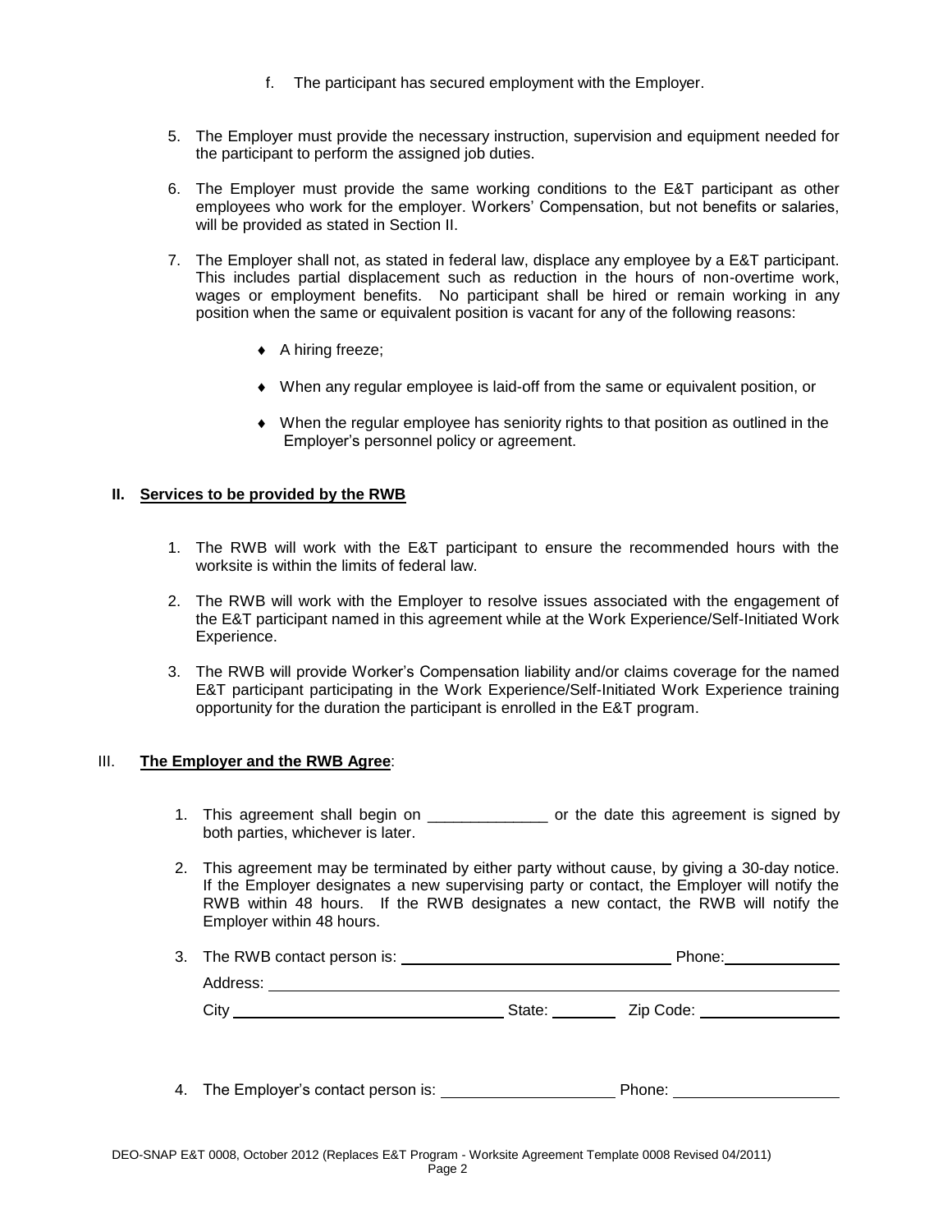f. The participant has secured employment with the Employer.

5. The Employer must provide the necessary instruction, supervision and equipment needed for the participant to perform the assigned job duties.

6. The Employer must provide the same working conditions to the E&T participant as other employees who work for the employer. Workers' Compensation, but not benefits or salaries, will be provided as stated in Section II.

7. The Employer shall not, as stated in federal law, displace any employee by a E&T participant. This includes partial displacement such as reduction in the hours of non-overtime work, wages or employment benefits. No participant shall be hired or remain working in any position when the same or equivalent position is vacant for any of the following reasons:

   - A hiring freeze;
   - When any regular employee is laid-off from the same or equivalent position, or
   - When the regular employee has seniority rights to that position as outlined in the Employer's personnel policy or agreement.

## II. Services to be provided by the RWB

1. The RWB will work with the E&T participant to ensure the recommended hours with the worksite is within the limits of federal law.

2. The RWB will work with the Employer to resolve issues associated with the engagement of the E&T participant named in this agreement while at the Work Experience/Self-Initiated Work Experience.

3. The RWB will provide Worker's Compensation liability and/or claims coverage for the named E&T participant participating in the Work Experience/Self-Initiated Work Experience training opportunity for the duration the participant is enrolled in the E&T program.

## III. The Employer and the RWB Agree:

1. This agreement shall begin on ______________ or the date this agreement is signed by both parties, whichever is later.

2. This agreement may be terminated by either party without cause, by giving a 30-day notice. If the Employer designates a new supervising party or contact, the Employer will notify the RWB within 48 hours. If the RWB designates a new contact, the RWB will notify the Employer within 48 hours.

3. The RWB contact person is: ________________________________ Phone: ______________

   Address: ____________________________________________________________________

   City ________________________________ State: ________ Zip Code: _________________

4. The Employer's contact person is: ____________________ Phone: ____________________

DEO-SNAP E&T 0008, October 2012 (Replaces E&T Program - Worksite Agreement Template 0008 Revised 04/2011)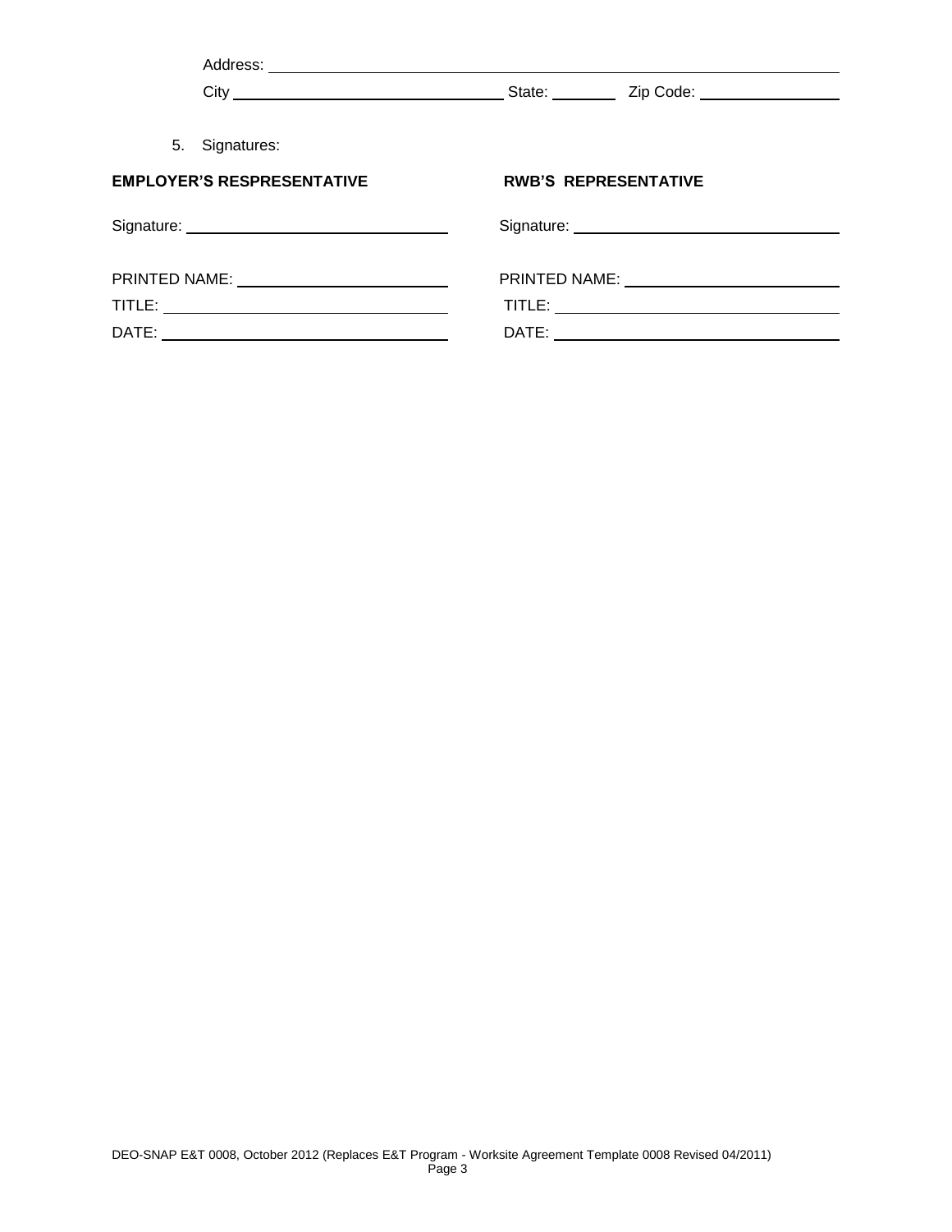Address: ______________________________________________________________

City ______________________________ State: ________ Zip Code: ________________

5. Signatures:

| **EMPLOYER'S RESPRESENTATIVE** | **RWB'S REPRESENTATIVE** |
|---|---|
| Signature: ______________________________ | Signature: ______________________________ |
| PRINTED NAME: ______________________ | PRINTED NAME: ______________________ |
| TITLE: ________________________________ | TITLE: ________________________________ |
| DATE: ________________________________ | DATE: ________________________________ |

DEO-SNAP E&T 0008, October 2012 (Replaces E&T Program - Worksite Agreement Template 0008 Revised 04/2011)